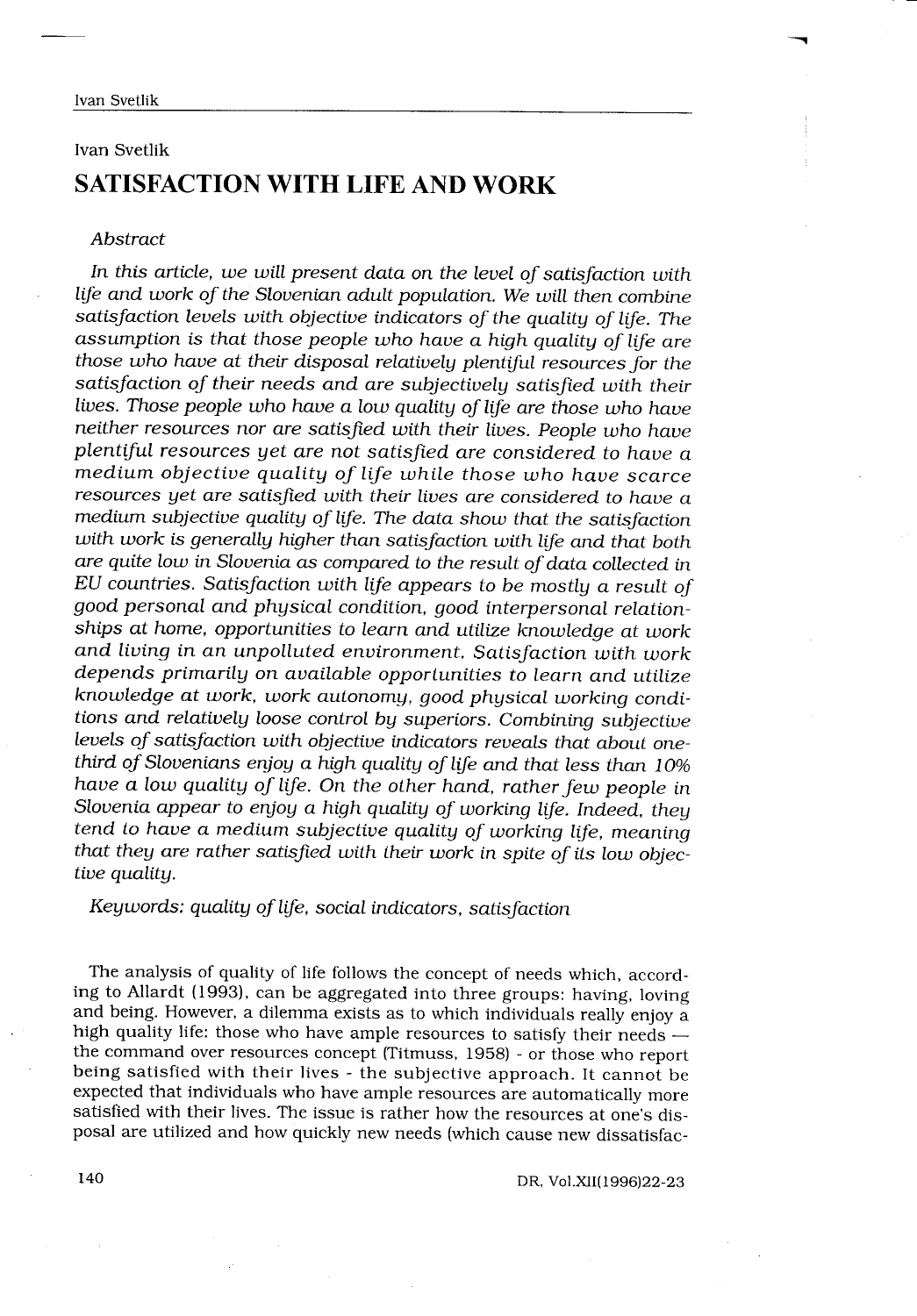Ivan Svetlik

# SATISFACTION WITH LIFE AND WORK

*Abstract*

*In this article, we will present data on the level of satisfaction with life and work of the Slovenian adult population. We will then combine satisfaction levels with objective indicators of the quality of life. The assumption is that those people who have a high quality of life are those who have at their disposal relatively plentiful resources for the satisfaction of their needs and are subjectively satisfied with their lives. Those people who have a low quality of life are those who have neither resources nor are satisfied with their lives. People who have plentiful resources yet are not satisfied are considered to have a medium objective quality of life while those who have scarce resources yet are satisfied with their lives are considered to have a medium subjective quality of life. The data show that the satisfaction with work is generally higher than satisfaction with life and that both are quite low in Slovenia as compared to the result of data collected in EU countries. Satisfaction with life appears to be mostly a result of good personal and physical condition, good interpersonal relationships at home, opportunities to learn and utilize knowledge at work and living in an unpolluted environment. Satisfaction with work depends primarily on available opportunities to learn and utilize knowledge at work, work autonomy, good physical working conditions and relatively loose control by superiors. Combining subjective levels of satisfaction with objective indicators reveals that about one-third of Slovenians enjoy a high quality of life and that less than 10% have a low quality of life. On the other hand, rather few people in Slovenia appear to enjoy a high quality of working life. Indeed, they tend to have a medium subjective quality of working life, meaning that they are rather satisfied with their work in spite of its low objective quality.*

*Keywords: quality of life, social indicators, satisfaction*

The analysis of quality of life follows the concept of needs which, according to Allardt (1993), can be aggregated into three groups: having, loving and being. However, a dilemma exists as to which individuals really enjoy a high quality life: those who have ample resources to satisfy their needs — the command over resources concept (Titmuss, 1958) - or those who report being satisfied with their lives - the subjective approach. It cannot be expected that individuals who have ample resources are automatically more satisfied with their lives. The issue is rather how the resources at one's disposal are utilized and how quickly new needs (which cause new dissatisfac-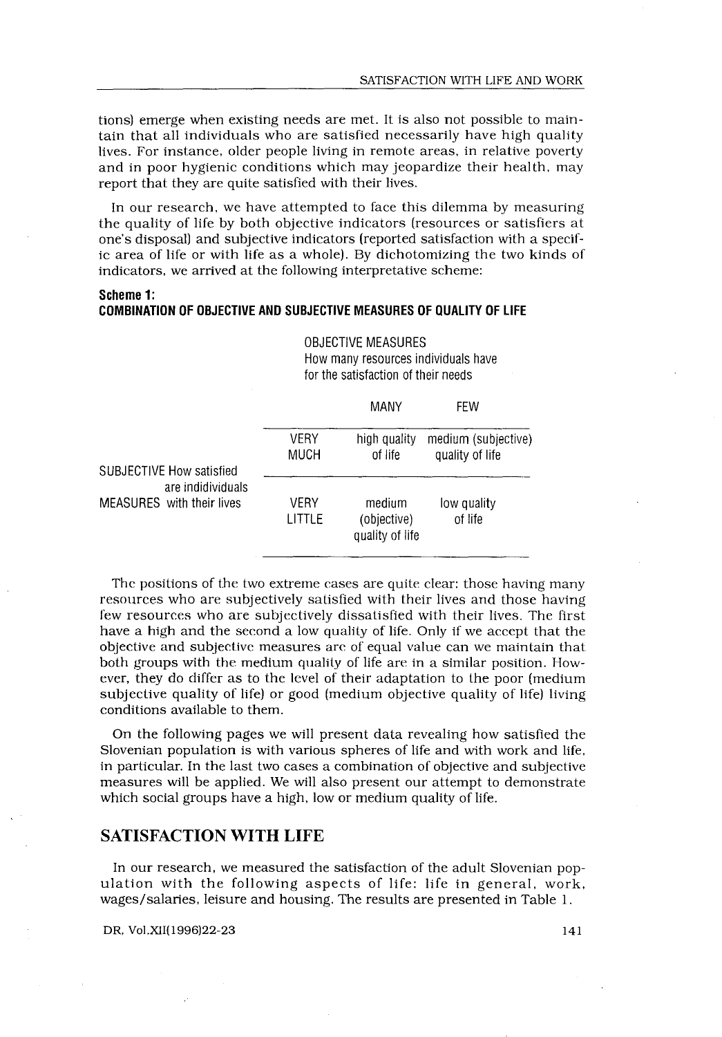tions) emerge when existing needs are met. It is also not possible to maintain that all individuals who are satisfied necessarily have high quality lives. For instance, older people living in remote areas, in relative poverty and in poor hygienic conditions which may jeopardize their health, may report that they are quite satisfied with their lives.

In our research, we have attempted to face this dilemma by measuring the quality of life by both objective indicators (resources or satisfiers at one's disposal) and subjective indicators (reported satisfaction with a specific area of life or with life as a whole). By dichotomizing the two kinds of indicators, we arrived at the following interpretative scheme:

**Scheme 1:**
**COMBINATION OF OBJECTIVE AND SUBJECTIVE MEASURES OF QUALITY OF LIFE**

| | | OBJECTIVE MEASURES How many resources individuals have for the satisfaction of their needs | |
|---|---|---|---|
| | | MANY | FEW |
| SUBJECTIVE MEASURES How satisfied are indidividuals with their lives | VERY MUCH | high quality of life | medium (subjective) quality of life |
| | VERY LITTLE | medium (objective) quality of life | low quality of life |

The positions of the two extreme cases are quite clear: those having many resources who are subjectively satisfied with their lives and those having few resources who are subjectively dissatisfied with their lives. The first have a high and the second a low quality of life. Only if we accept that the objective and subjective measures are of equal value can we maintain that both groups with the medium quality of life are in a similar position. However, they do differ as to the level of their adaptation to the poor (medium subjective quality of life) or good (medium objective quality of life) living conditions available to them.

On the following pages we will present data revealing how satisfied the Slovenian population is with various spheres of life and with work and life, in particular. In the last two cases a combination of objective and subjective measures will be applied. We will also present our attempt to demonstrate which social groups have a high, low or medium quality of life.

## SATISFACTION WITH LIFE

In our research, we measured the satisfaction of the adult Slovenian population with the following aspects of life: life in general, work, wages/salaries, leisure and housing. The results are presented in Table 1.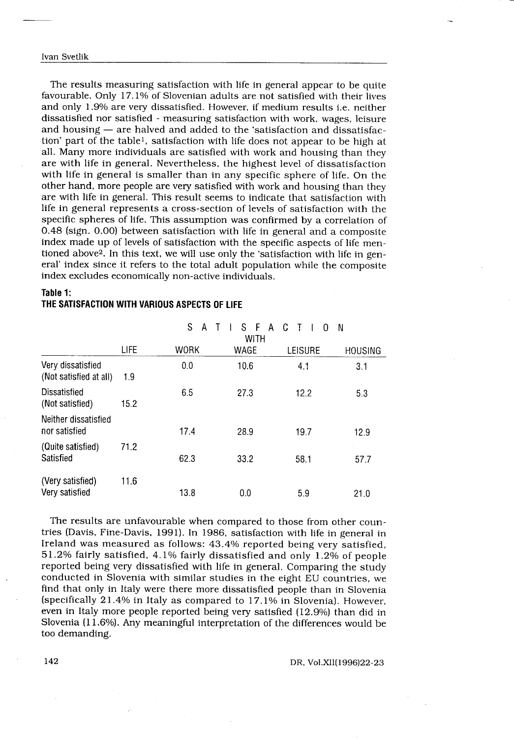The results measuring satisfaction with life in general appear to be quite favourable. Only 17.1% of Slovenian adults are not satisfied with their lives and only 1.9% are very dissatisfied. However, if medium results i.e. neither dissatisfied nor satisfied - measuring satisfaction with work, wages, leisure and housing — are halved and added to the 'satisfaction and dissatisfaction' part of the table[1], satisfaction with life does not appear to be high at all. Many more individuals are satisfied with work and housing than they are with life in general. Nevertheless, the highest level of dissatisfaction with life in general is smaller than in any specific sphere of life. On the other hand, more people are very satisfied with work and housing than they are with life in general. This result seems to indicate that satisfaction with life in general represents a cross-section of levels of satisfaction with the specific spheres of life. This assumption was confirmed by a correlation of 0.48 (sign. 0.00) between satisfaction with life in general and a composite index made up of levels of satisfaction with the specific aspects of life mentioned above[2]. In this text, we will use only the 'satisfaction with life in general' index since it refers to the total adult population while the composite index excludes economically non-active individuals.

**Table 1:**
**THE SATISFACTION WITH VARIOUS ASPECTS OF LIFE**

| | SATISFACTION WITH | | | | |
|---|---|---|---|---|---|
| | LIFE | WORK | WAGE | LEISURE | HOUSING |
| Very dissatisfied (Not satisfied at all) | 1.9 | 0.0 | 10.6 | 4.1 | 3.1 |
| Dissatisfied (Not satisfied) | 15.2 | 6.5 | 27.3 | 12.2 | 5.3 |
| Neither dissatisfied nor satisfied | | 17.4 | 28.9 | 19.7 | 12.9 |
| (Quite satisfied) Satisfied | 71.2 | 62.3 | 33.2 | 58.1 | 57.7 |
| (Very satisfied) Very satisfied | 11.6 | 13.8 | 0.0 | 5.9 | 21.0 |

The results are unfavourable when compared to those from other countries (Davis, Fine-Davis, 1991). In 1986, satisfaction with life in general in Ireland was measured as follows: 43.4% reported being very satisfied, 51.2% fairly satisfied, 4.1% fairly dissatisfied and only 1.2% of people reported being very dissatisfied with life in general. Comparing the study conducted in Slovenia with similar studies in the eight EU countries, we find that only in Italy were there more dissatisfied people than in Slovenia (specifically 21.4% in Italy as compared to 17.1% in Slovenia). However, even in Italy more people reported being very satisfied (12.9%) than did in Slovenia (11.6%). Any meaningful interpretation of the differences would be too demanding.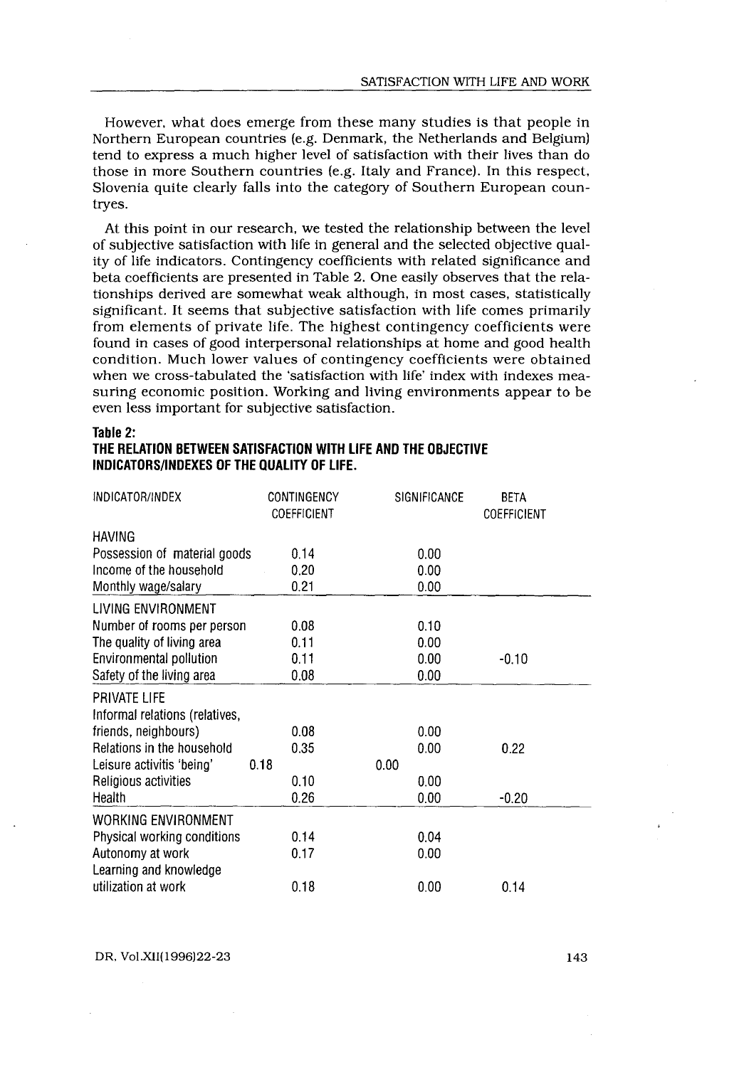However, what does emerge from these many studies is that people in Northern European countries (e.g. Denmark, the Netherlands and Belgium) tend to express a much higher level of satisfaction with their lives than do those in more Southern countries (e.g. Italy and France). In this respect, Slovenia quite clearly falls into the category of Southern European countryes.

At this point in our research, we tested the relationship between the level of subjective satisfaction with life in general and the selected objective quality of life indicators. Contingency coefficients with related significance and beta coefficients are presented in Table 2. One easily observes that the relationships derived are somewhat weak although, in most cases, statistically significant. It seems that subjective satisfaction with life comes primarily from elements of private life. The highest contingency coefficients were found in cases of good interpersonal relationships at home and good health condition. Much lower values of contingency coefficients were obtained when we cross-tabulated the 'satisfaction with life' index with indexes measuring economic position. Working and living environments appear to be even less important for subjective satisfaction.

**Table 2:**
**THE RELATION BETWEEN SATISFACTION WITH LIFE AND THE OBJECTIVE INDICATORS/INDEXES OF THE QUALITY OF LIFE.**

| INDICATOR/INDEX | CONTINGENCY COEFFICIENT | SIGNIFICANCE | BETA COEFFICIENT |
|---|---|---|---|
| HAVING | | | |
| Possession of material goods | 0.14 | 0.00 | |
| Income of the household | 0.20 | 0.00 | |
| Monthly wage/salary | 0.21 | 0.00 | |
| LIVING ENVIRONMENT | | | |
| Number of rooms per person | 0.08 | 0.10 | |
| The quality of living area | 0.11 | 0.00 | |
| Environmental pollution | 0.11 | 0.00 | -0.10 |
| Safety of the living area | 0.08 | 0.00 | |
| PRIVATE LIFE | | | |
| Informal relations (relatives, friends, neighbours) | 0.08 | 0.00 | |
| Relations in the household | 0.35 | 0.00 | 0.22 |
| Leisure activitis 'being' | 0.18 | 0.00 | |
| Religious activities | 0.10 | 0.00 | |
| Health | 0.26 | 0.00 | -0.20 |
| WORKING ENVIRONMENT | | | |
| Physical working conditions | 0.14 | 0.04 | |
| Autonomy at work | 0.17 | 0.00 | |
| Learning and knowledge utilization at work | 0.18 | 0.00 | 0.14 |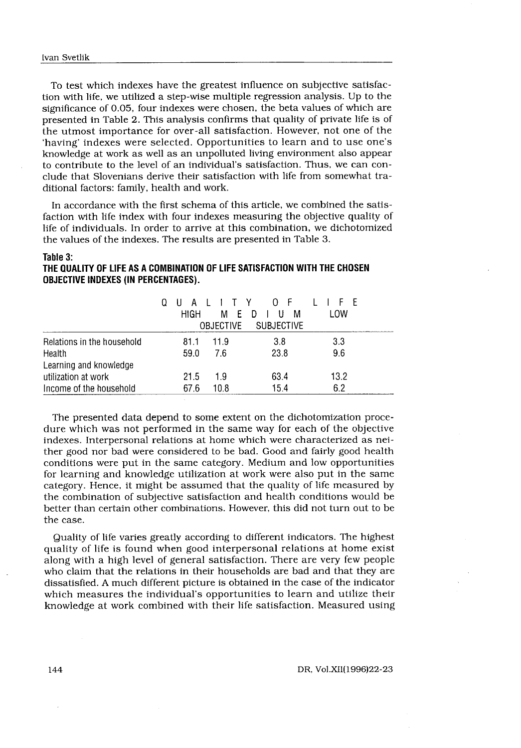To test which indexes have the greatest influence on subjective satisfaction with life, we utilized a step-wise multiple regression analysis. Up to the significance of 0.05, four indexes were chosen, the beta values of which are presented in Table 2. This analysis confirms that quality of private life is of the utmost importance for over-all satisfaction. However, not one of the 'having' indexes were selected. Opportunities to learn and to use one's knowledge at work as well as an unpolluted living environment also appear to contribute to the level of an individual's satisfaction. Thus, we can conclude that Slovenians derive their satisfaction with life from somewhat traditional factors: family, health and work.

In accordance with the first schema of this article, we combined the satisfaction with life index with four indexes measuring the objective quality of life of individuals. In order to arrive at this combination, we dichotomized the values of the indexes. The results are presented in Table 3.

**Table 3:**
**THE QUALITY OF LIFE AS A COMBINATION OF LIFE SATISFACTION WITH THE CHOSEN OBJECTIVE INDEXES (IN PERCENTAGES).**

| | QUALITY OF LIFE | | | |
|---|---|---|---|---|
| | HIGH | MEDIUM | | LOW |
| | | OBJECTIVE | SUBJECTIVE | |
| Relations in the household | 81.1 | 11.9 | 3.8 | 3.3 |
| Health | 59.0 | 7.6 | 23.8 | 9.6 |
| Learning and knowledge utilization at work | 21.5 | 1.9 | 63.4 | 13.2 |
| Income of the household | 67.6 | 10.8 | 15.4 | 6.2 |

The presented data depend to some extent on the dichotomization procedure which was not performed in the same way for each of the objective indexes. Interpersonal relations at home which were characterized as neither good nor bad were considered to be bad. Good and fairly good health conditions were put in the same category. Medium and low opportunities for learning and knowledge utilization at work were also put in the same category. Hence, it might be assumed that the quality of life measured by the combination of subjective satisfaction and health conditions would be better than certain other combinations. However, this did not turn out to be the case.

Quality of life varies greatly according to different indicators. The highest quality of life is found when good interpersonal relations at home exist along with a high level of general satisfaction. There are very few people who claim that the relations in their households are bad and that they are dissatisfied. A much different picture is obtained in the case of the indicator which measures the individual's opportunities to learn and utilize their knowledge at work combined with their life satisfaction. Measured using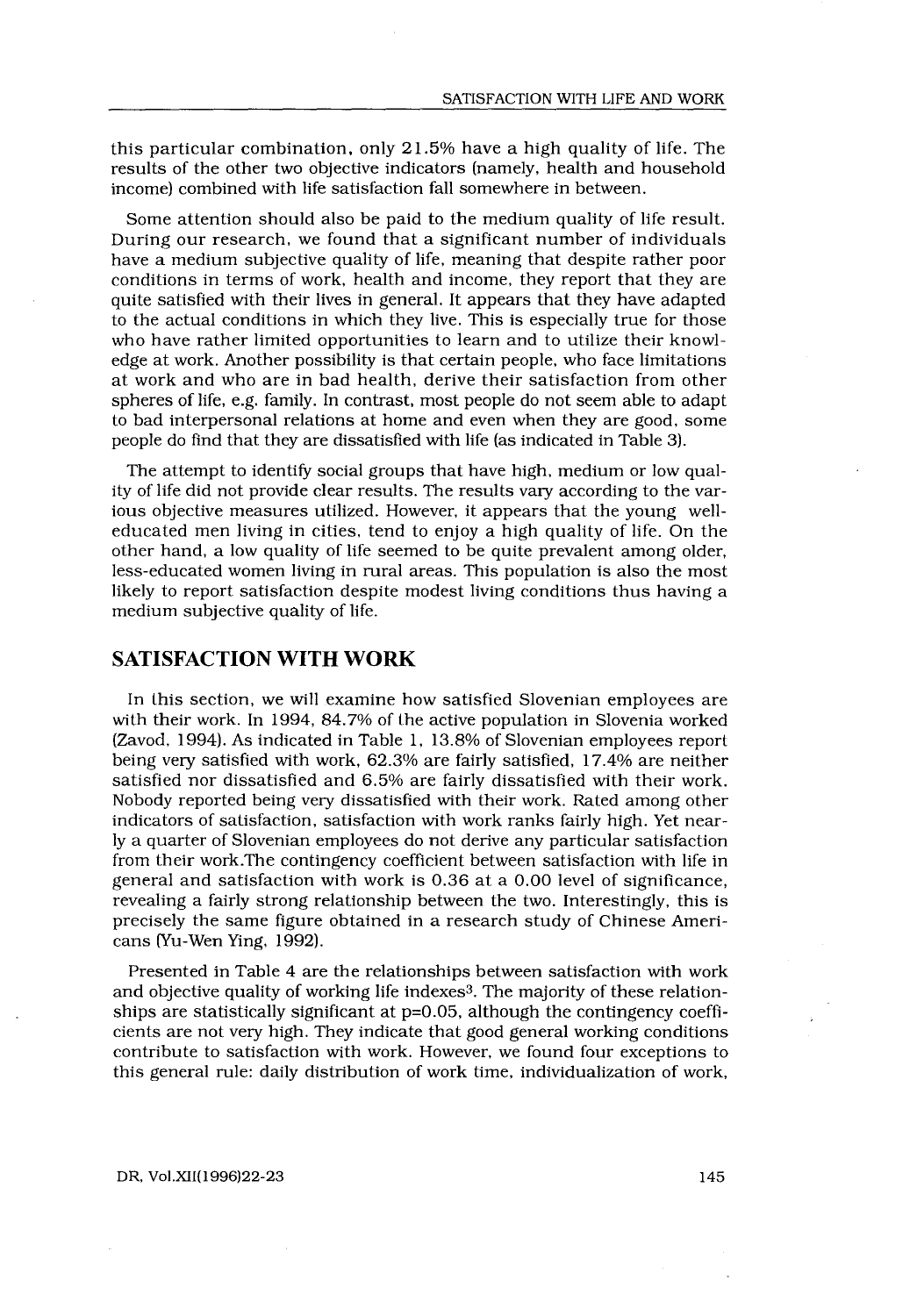this particular combination, only 21.5% have a high quality of life. The results of the other two objective indicators (namely, health and household income) combined with life satisfaction fall somewhere in between.

Some attention should also be paid to the medium quality of life result. During our research, we found that a significant number of individuals have a medium subjective quality of life, meaning that despite rather poor conditions in terms of work, health and income, they report that they are quite satisfied with their lives in general. It appears that they have adapted to the actual conditions in which they live. This is especially true for those who have rather limited opportunities to learn and to utilize their knowledge at work. Another possibility is that certain people, who face limitations at work and who are in bad health, derive their satisfaction from other spheres of life, e.g. family. In contrast, most people do not seem able to adapt to bad interpersonal relations at home and even when they are good, some people do find that they are dissatisfied with life (as indicated in Table 3).

The attempt to identify social groups that have high, medium or low quality of life did not provide clear results. The results vary according to the various objective measures utilized. However, it appears that the young well-educated men living in cities, tend to enjoy a high quality of life. On the other hand, a low quality of life seemed to be quite prevalent among older, less-educated women living in rural areas. This population is also the most likely to report satisfaction despite modest living conditions thus having a medium subjective quality of life.

## SATISFACTION WITH WORK

In this section, we will examine how satisfied Slovenian employees are with their work. In 1994, 84.7% of the active population in Slovenia worked (Zavod, 1994). As indicated in Table 1, 13.8% of Slovenian employees report being very satisfied with work, 62.3% are fairly satisfied, 17.4% are neither satisfied nor dissatisfied and 6.5% are fairly dissatisfied with their work. Nobody reported being very dissatisfied with their work. Rated among other indicators of satisfaction, satisfaction with work ranks fairly high. Yet nearly a quarter of Slovenian employees do not derive any particular satisfaction from their work.The contingency coefficient between satisfaction with life in general and satisfaction with work is 0.36 at a 0.00 level of significance, revealing a fairly strong relationship between the two. Interestingly, this is precisely the same figure obtained in a research study of Chinese Americans (Yu-Wen Ying, 1992).

Presented in Table 4 are the relationships between satisfaction with work and objective quality of working life indexes[3]. The majority of these relationships are statistically significant at $p=0.05$, although the contingency coefficients are not very high. They indicate that good general working conditions contribute to satisfaction with work. However, we found four exceptions to this general rule: daily distribution of work time, individualization of work,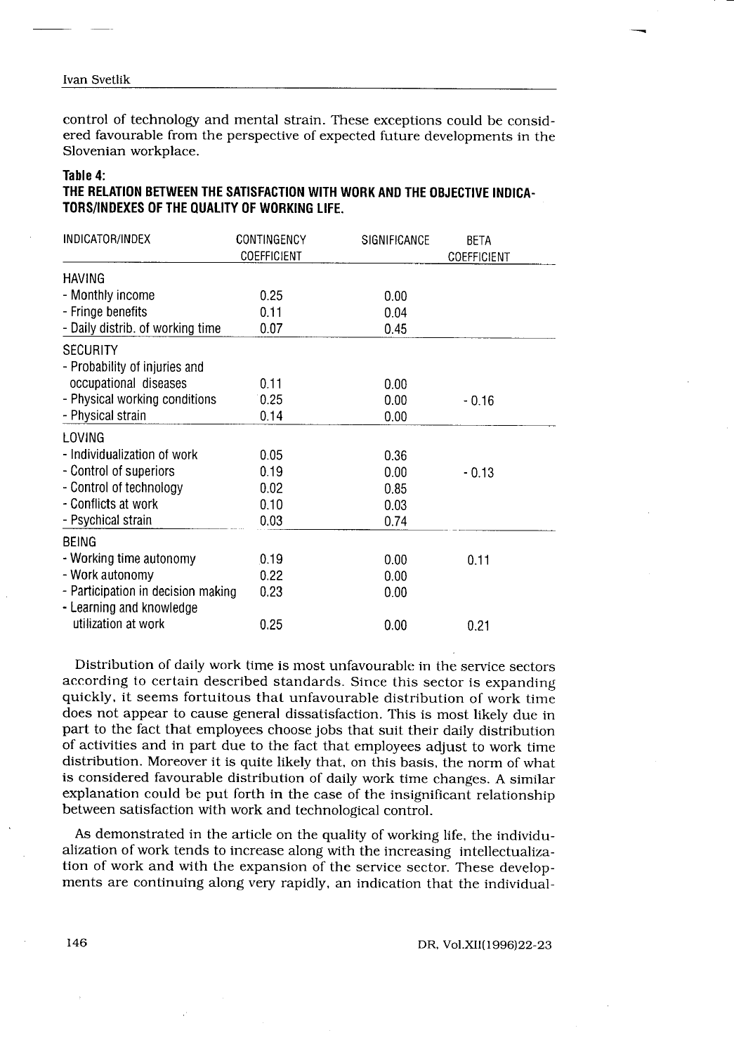control of technology and mental strain. These exceptions could be considered favourable from the perspective of expected future developments in the Slovenian workplace.

**Table 4:**
**THE RELATION BETWEEN THE SATISFACTION WITH WORK AND THE OBJECTIVE INDICATORS/INDEXES OF THE QUALITY OF WORKING LIFE.**

| INDICATOR/INDEX | CONTINGENCY COEFFICIENT | SIGNIFICANCE | BETA COEFFICIENT |
|---|---|---|---|
| HAVING | | | |
| - Monthly income | 0.25 | 0.00 | |
| - Fringe benefits | 0.11 | 0.04 | |
| - Daily distrib. of working time | 0.07 | 0.45 | |
| SECURITY | | | |
| - Probability of injuries and occupational diseases | 0.11 | 0.00 | |
| - Physical working conditions | 0.25 | 0.00 | - 0.16 |
| - Physical strain | 0.14 | 0.00 | |
| LOVING | | | |
| - Individualization of work | 0.05 | 0.36 | |
| - Control of superiors | 0.19 | 0.00 | - 0.13 |
| - Control of technology | 0.02 | 0.85 | |
| - Conflicts at work | 0.10 | 0.03 | |
| - Psychical strain | 0.03 | 0.74 | |
| BEING | | | |
| - Working time autonomy | 0.19 | 0.00 | 0.11 |
| - Work autonomy | 0.22 | 0.00 | |
| - Participation in decision making | 0.23 | 0.00 | |
| - Learning and knowledge utilization at work | 0.25 | 0.00 | 0.21 |

Distribution of daily work time is most unfavourable in the service sectors according to certain described standards. Since this sector is expanding quickly, it seems fortuitous that unfavourable distribution of work time does not appear to cause general dissatisfaction. This is most likely due in part to the fact that employees choose jobs that suit their daily distribution of activities and in part due to the fact that employees adjust to work time distribution. Moreover it is quite likely that, on this basis, the norm of what is considered favourable distribution of daily work time changes. A similar explanation could be put forth in the case of the insignificant relationship between satisfaction with work and technological control.

As demonstrated in the article on the quality of working life, the individualization of work tends to increase along with the increasing intellectualization of work and with the expansion of the service sector. These developments are continuing along very rapidly, an indication that the individual-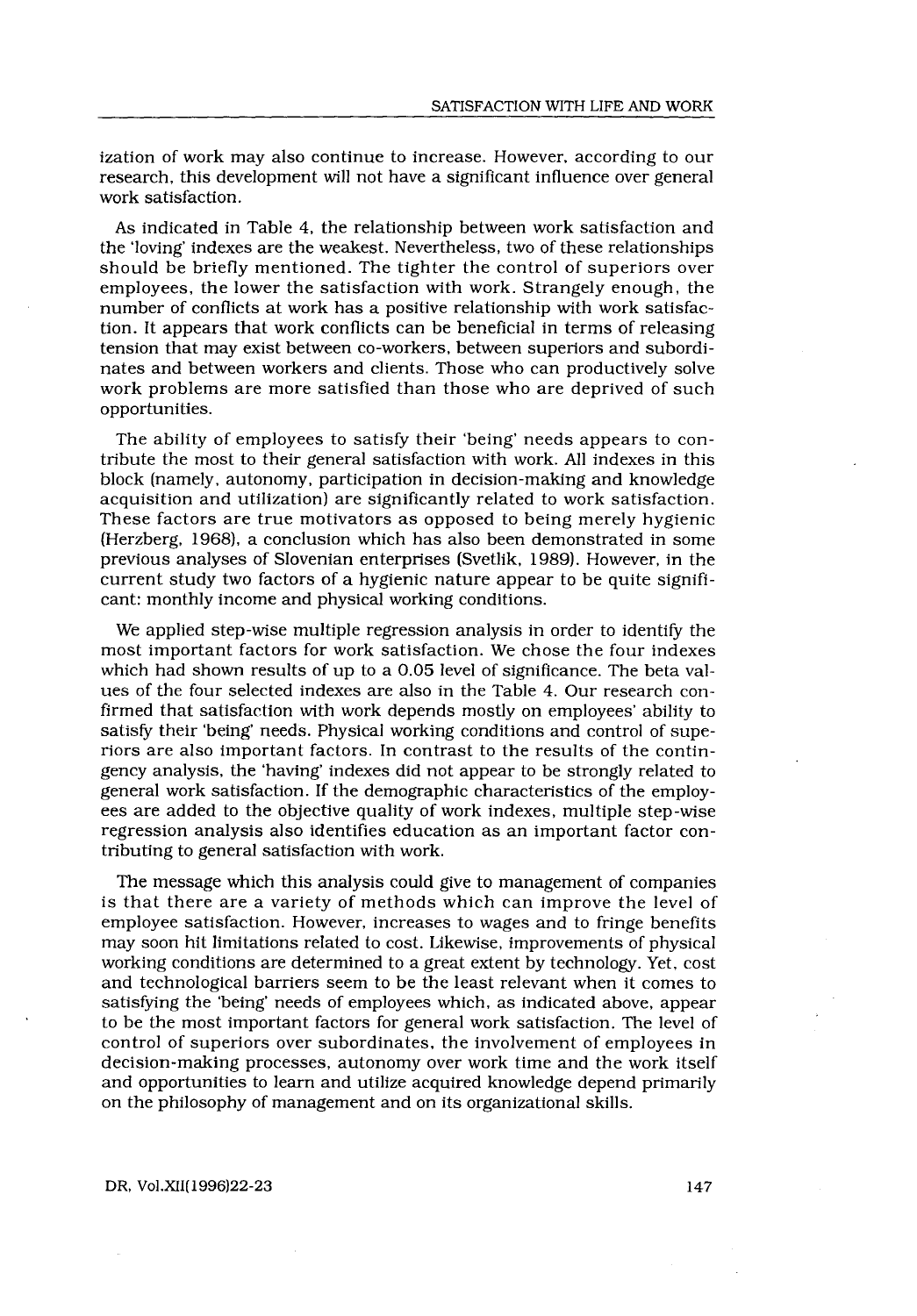ization of work may also continue to increase. However, according to our research, this development will not have a significant influence over general work satisfaction.

As indicated in Table 4, the relationship between work satisfaction and the 'loving' indexes are the weakest. Nevertheless, two of these relationships should be briefly mentioned. The tighter the control of superiors over employees, the lower the satisfaction with work. Strangely enough, the number of conflicts at work has a positive relationship with work satisfaction. It appears that work conflicts can be beneficial in terms of releasing tension that may exist between co-workers, between superiors and subordinates and between workers and clients. Those who can productively solve work problems are more satisfied than those who are deprived of such opportunities.

The ability of employees to satisfy their 'being' needs appears to contribute the most to their general satisfaction with work. All indexes in this block (namely, autonomy, participation in decision-making and knowledge acquisition and utilization) are significantly related to work satisfaction. These factors are true motivators as opposed to being merely hygienic (Herzberg, 1968), a conclusion which has also been demonstrated in some previous analyses of Slovenian enterprises (Svetlik, 1989). However, in the current study two factors of a hygienic nature appear to be quite significant: monthly income and physical working conditions.

We applied step-wise multiple regression analysis in order to identify the most important factors for work satisfaction. We chose the four indexes which had shown results of up to a 0.05 level of significance. The beta values of the four selected indexes are also in the Table 4. Our research confirmed that satisfaction with work depends mostly on employees' ability to satisfy their 'being' needs. Physical working conditions and control of superiors are also important factors. In contrast to the results of the contingency analysis, the 'having' indexes did not appear to be strongly related to general work satisfaction. If the demographic characteristics of the employees are added to the objective quality of work indexes, multiple step-wise regression analysis also identifies education as an important factor contributing to general satisfaction with work.

The message which this analysis could give to management of companies is that there are a variety of methods which can improve the level of employee satisfaction. However, increases to wages and to fringe benefits may soon hit limitations related to cost. Likewise, improvements of physical working conditions are determined to a great extent by technology. Yet, cost and technological barriers seem to be the least relevant when it comes to satisfying the 'being' needs of employees which, as indicated above, appear to be the most important factors for general work satisfaction. The level of control of superiors over subordinates, the involvement of employees in decision-making processes, autonomy over work time and the work itself and opportunities to learn and utilize acquired knowledge depend primarily on the philosophy of management and on its organizational skills.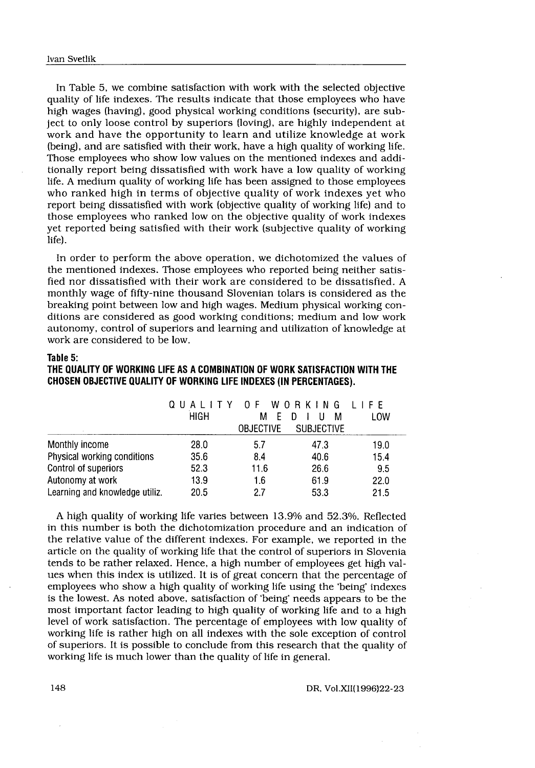In Table 5, we combine satisfaction with work with the selected objective quality of life indexes. The results indicate that those employees who have high wages (having), good physical working conditions (security), are subject to only loose control by superiors (loving), are highly independent at work and have the opportunity to learn and utilize knowledge at work (being), and are satisfied with their work, have a high quality of working life. Those employees who show low values on the mentioned indexes and additionally report being dissatisfied with work have a low quality of working life. A medium quality of working life has been assigned to those employees who ranked high in terms of objective quality of work indexes yet who report being dissatisfied with work (objective quality of working life) and to those employees who ranked low on the objective quality of work indexes yet reported being satisfied with their work (subjective quality of working life).

In order to perform the above operation, we dichotomized the values of the mentioned indexes. Those employees who reported being neither satisfied nor dissatisfied with their work are considered to be dissatisfied. A monthly wage of fifty-nine thousand Slovenian tolars is considered as the breaking point between low and high wages. Medium physical working conditions are considered as good working conditions; medium and low work autonomy, control of superiors and learning and utilization of knowledge at work are considered to be low.

**Table 5:**
**THE QUALITY OF WORKING LIFE AS A COMBINATION OF WORK SATISFACTION WITH THE CHOSEN OBJECTIVE QUALITY OF WORKING LIFE INDEXES (IN PERCENTAGES).**

| | QUALITY OF WORKING LIFE | | | |
|---|---|---|---|---|
| | HIGH | MEDIUM | | LOW |
| | | OBJECTIVE | SUBJECTIVE | |
| Monthly income | 28.0 | 5.7 | 47.3 | 19.0 |
| Physical working conditions | 35.6 | 8.4 | 40.6 | 15.4 |
| Control of superiors | 52.3 | 11.6 | 26.6 | 9.5 |
| Autonomy at work | 13.9 | 1.6 | 61.9 | 22.0 |
| Learning and knowledge utiliz. | 20.5 | 2.7 | 53.3 | 21.5 |

A high quality of working life varies between 13.9% and 52.3%. Reflected in this number is both the dichotomization procedure and an indication of the relative value of the different indexes. For example, we reported in the article on the quality of working life that the control of superiors in Slovenia tends to be rather relaxed. Hence, a high number of employees get high values when this index is utilized. It is of great concern that the percentage of employees who show a high quality of working life using the 'being' indexes is the lowest. As noted above, satisfaction of 'being' needs appears to be the most important factor leading to high quality of working life and to a high level of work satisfaction. The percentage of employees with low quality of working life is rather high on all indexes with the sole exception of control of superiors. It is possible to conclude from this research that the quality of working life is much lower than the quality of life in general.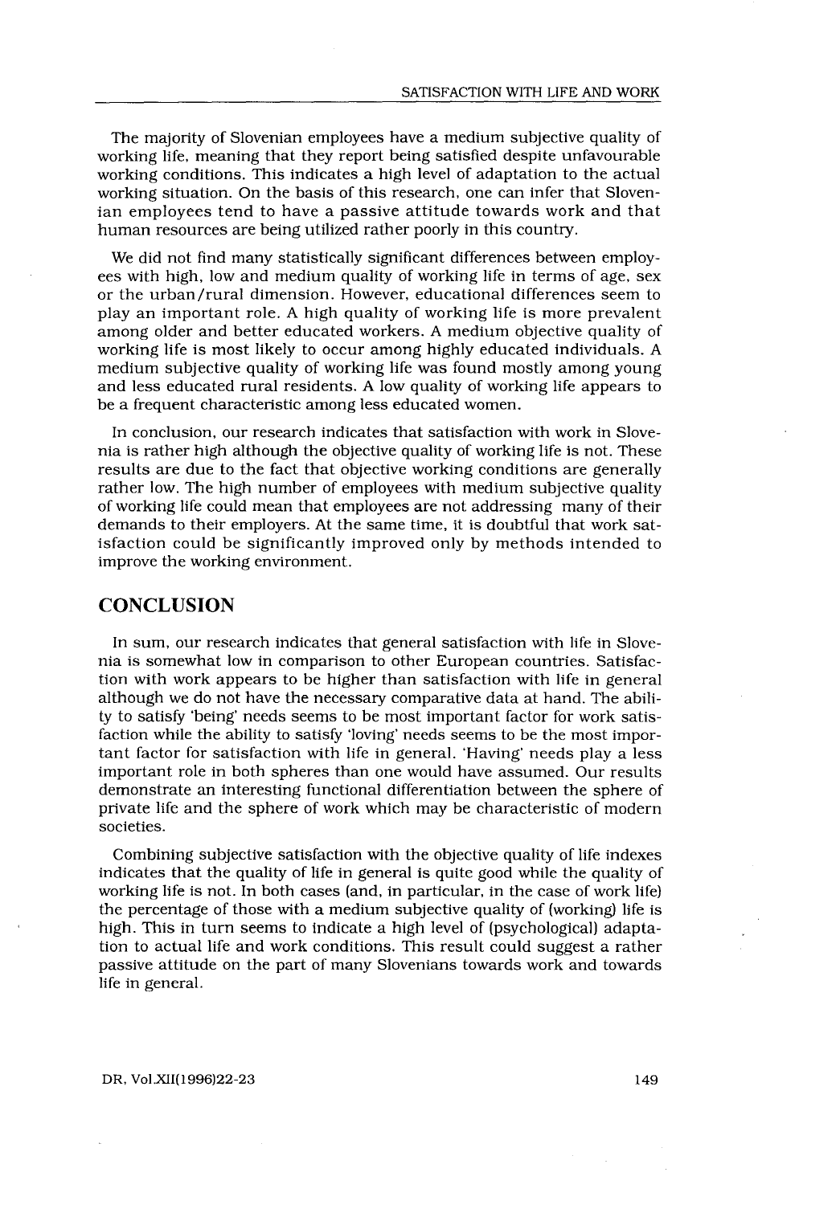The majority of Slovenian employees have a medium subjective quality of working life, meaning that they report being satisfied despite unfavourable working conditions. This indicates a high level of adaptation to the actual working situation. On the basis of this research, one can infer that Slovenian employees tend to have a passive attitude towards work and that human resources are being utilized rather poorly in this country.

We did not find many statistically significant differences between employees with high, low and medium quality of working life in terms of age, sex or the urban/rural dimension. However, educational differences seem to play an important role. A high quality of working life is more prevalent among older and better educated workers. A medium objective quality of working life is most likely to occur among highly educated individuals. A medium subjective quality of working life was found mostly among young and less educated rural residents. A low quality of working life appears to be a frequent characteristic among less educated women.

In conclusion, our research indicates that satisfaction with work in Slovenia is rather high although the objective quality of working life is not. These results are due to the fact that objective working conditions are generally rather low. The high number of employees with medium subjective quality of working life could mean that employees are not addressing many of their demands to their employers. At the same time, it is doubtful that work satisfaction could be significantly improved only by methods intended to improve the working environment.

## CONCLUSION

In sum, our research indicates that general satisfaction with life in Slovenia is somewhat low in comparison to other European countries. Satisfaction with work appears to be higher than satisfaction with life in general although we do not have the necessary comparative data at hand. The ability to satisfy 'being' needs seems to be most important factor for work satisfaction while the ability to satisfy 'loving' needs seems to be the most important factor for satisfaction with life in general. 'Having' needs play a less important role in both spheres than one would have assumed. Our results demonstrate an interesting functional differentiation between the sphere of private life and the sphere of work which may be characteristic of modern societies.

Combining subjective satisfaction with the objective quality of life indexes indicates that the quality of life in general is quite good while the quality of working life is not. In both cases (and, in particular, in the case of work life) the percentage of those with a medium subjective quality of (working) life is high. This in turn seems to indicate a high level of (psychological) adaptation to actual life and work conditions. This result could suggest a rather passive attitude on the part of many Slovenians towards work and towards life in general.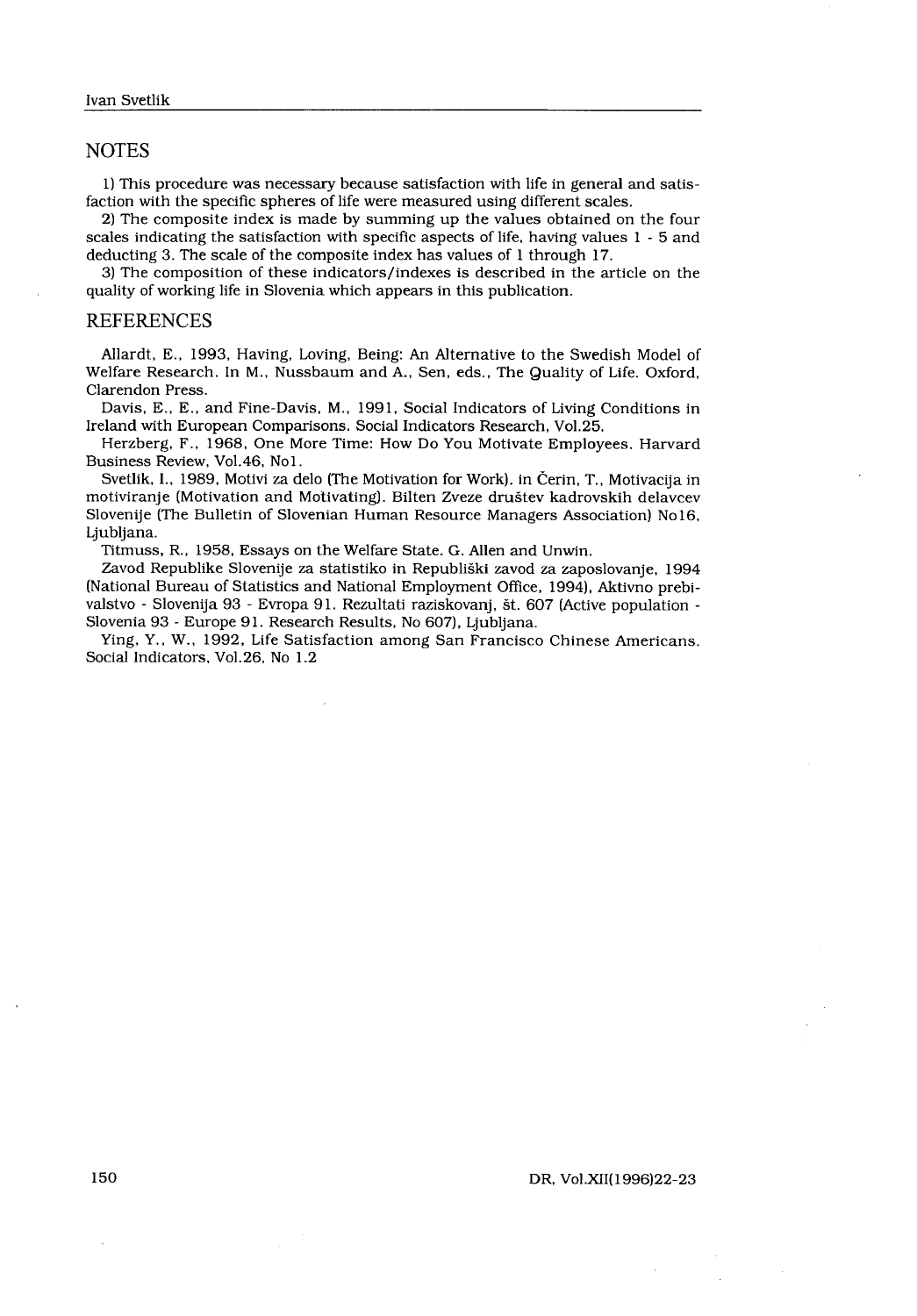## NOTES

1) This procedure was necessary because satisfaction with life in general and satisfaction with the specific spheres of life were measured using different scales.

2) The composite index is made by summing up the values obtained on the four scales indicating the satisfaction with specific aspects of life, having values 1 - 5 and deducting 3. The scale of the composite index has values of 1 through 17.

3) The composition of these indicators/indexes is described in the article on the quality of working life in Slovenia which appears in this publication.

## REFERENCES

Allardt, E., 1993, Having, Loving, Being: An Alternative to the Swedish Model of Welfare Research. In M., Nussbaum and A., Sen, eds., The Quality of Life. Oxford, Clarendon Press.

Davis, E., E., and Fine-Davis, M., 1991, Social Indicators of Living Conditions in Ireland with European Comparisons. Social Indicators Research, Vol.25.

Herzberg, F., 1968, One More Time: How Do You Motivate Employees. Harvard Business Review, Vol.46, No1.

Svetlik, I., 1989, Motivi za delo (The Motivation for Work). in Čerin, T., Motivacija in motiviranje (Motivation and Motivating). Bilten Zveze društev kadrovskih delavcev Slovenije (The Bulletin of Slovenian Human Resource Managers Association) No16, Ljubljana.

Titmuss, R., 1958, Essays on the Welfare State. G. Allen and Unwin.

Zavod Republike Slovenije za statistiko in Republiški zavod za zaposlovanje, 1994 (National Bureau of Statistics and National Employment Office, 1994), Aktivno prebivalstvo - Slovenija 93 - Evropa 91. Rezultati raziskovanj, št. 607 (Active population - Slovenia 93 - Europe 91. Research Results, No 607), Ljubljana.

Ying, Y., W., 1992, Life Satisfaction among San Francisco Chinese Americans. Social Indicators, Vol.26, No 1.2